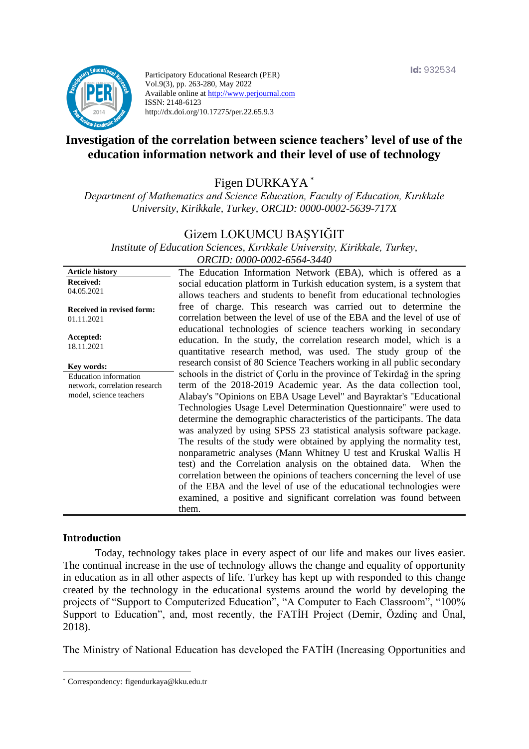Participatory Educational Research (PER)
Vol.9(3), pp. 263-280, May 2022
Available online at http://www.perjournal.com
ISSN: 2148-6123
http://dx.doi.org/10.17275/per.22.65.9.3

Id: 932534

# Investigation of the correlation between science teachers' level of use of the education information network and their level of use of technology

Figen DURKAYA [*]

*Department of Mathematics and Science Education, Faculty of Education, Kırıkkale University, Kirikkale, Turkey, ORCID: 0000-0002-5639-717X*

Gizem LOKUMCU BAŞYIĞIT

*Institute of Education Sciences, Kırıkkale University, Kirikkale, Turkey, ORCID: 0000-0002-6564-3440*

**Article history**

**Received:** 04.05.2021

**Received in revised form:** 01.11.2021

**Accepted:** 18.11.2021

**Key words:**
Education information network, correlation research model, science teachers

The Education Information Network (EBA), which is offered as a social education platform in Turkish education system, is a system that allows teachers and students to benefit from educational technologies free of charge. This research was carried out to determine the correlation between the level of use of the EBA and the level of use of educational technologies of science teachers working in secondary education. In the study, the correlation research model, which is a quantitative research method, was used. The study group of the research consist of 80 Science Teachers working in all public secondary schools in the district of Çorlu in the province of Tekirdağ in the spring term of the 2018-2019 Academic year. As the data collection tool, Alabay's "Opinions on EBA Usage Level" and Bayraktar's "Educational Technologies Usage Level Determination Questionnaire" were used to determine the demographic characteristics of the participants. The data was analyzed by using SPSS 23 statistical analysis software package. The results of the study were obtained by applying the normality test, nonparametric analyses (Mann Whitney U test and Kruskal Wallis H test) and the Correlation analysis on the obtained data. When the correlation between the opinions of teachers concerning the level of use of the EBA and the level of use of the educational technologies were examined, a positive and significant correlation was found between them.

## Introduction

Today, technology takes place in every aspect of our life and makes our lives easier. The continual increase in the use of technology allows the change and equality of opportunity in education as in all other aspects of life. Turkey has kept up with responded to this change created by the technology in the educational systems around the world by developing the projects of "Support to Computerized Education", "A Computer to Each Classroom", "100% Support to Education", and, most recently, the FATİH Project (Demir, Özdinç and Ünal, 2018).

The Ministry of National Education has developed the FATİH (Increasing Opportunities and

[*] Correspondency: figendurkaya@kku.edu.tr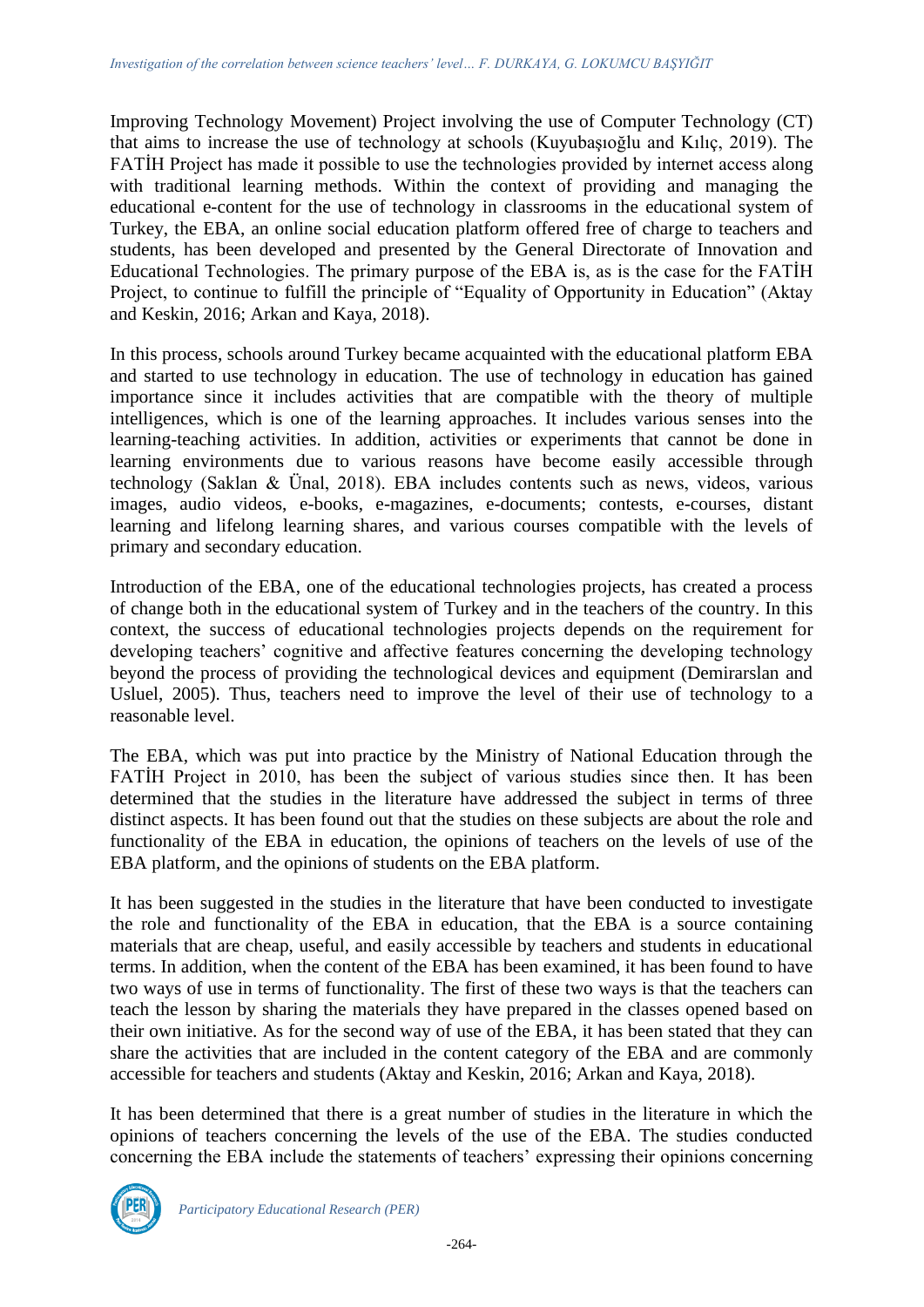Improving Technology Movement) Project involving the use of Computer Technology (CT) that aims to increase the use of technology at schools (Kuyubaşıoğlu and Kılıç, 2019). The FATİH Project has made it possible to use the technologies provided by internet access along with traditional learning methods. Within the context of providing and managing the educational e-content for the use of technology in classrooms in the educational system of Turkey, the EBA, an online social education platform offered free of charge to teachers and students, has been developed and presented by the General Directorate of Innovation and Educational Technologies. The primary purpose of the EBA is, as is the case for the FATİH Project, to continue to fulfill the principle of "Equality of Opportunity in Education" (Aktay and Keskin, 2016; Arkan and Kaya, 2018).

In this process, schools around Turkey became acquainted with the educational platform EBA and started to use technology in education. The use of technology in education has gained importance since it includes activities that are compatible with the theory of multiple intelligences, which is one of the learning approaches. It includes various senses into the learning-teaching activities. In addition, activities or experiments that cannot be done in learning environments due to various reasons have become easily accessible through technology (Saklan & Ünal, 2018). EBA includes contents such as news, videos, various images, audio videos, e-books, e-magazines, e-documents; contests, e-courses, distant learning and lifelong learning shares, and various courses compatible with the levels of primary and secondary education.

Introduction of the EBA, one of the educational technologies projects, has created a process of change both in the educational system of Turkey and in the teachers of the country. In this context, the success of educational technologies projects depends on the requirement for developing teachers' cognitive and affective features concerning the developing technology beyond the process of providing the technological devices and equipment (Demirarslan and Usluel, 2005). Thus, teachers need to improve the level of their use of technology to a reasonable level.

The EBA, which was put into practice by the Ministry of National Education through the FATİH Project in 2010, has been the subject of various studies since then. It has been determined that the studies in the literature have addressed the subject in terms of three distinct aspects. It has been found out that the studies on these subjects are about the role and functionality of the EBA in education, the opinions of teachers on the levels of use of the EBA platform, and the opinions of students on the EBA platform.

It has been suggested in the studies in the literature that have been conducted to investigate the role and functionality of the EBA in education, that the EBA is a source containing materials that are cheap, useful, and easily accessible by teachers and students in educational terms. In addition, when the content of the EBA has been examined, it has been found to have two ways of use in terms of functionality. The first of these two ways is that the teachers can teach the lesson by sharing the materials they have prepared in the classes opened based on their own initiative. As for the second way of use of the EBA, it has been stated that they can share the activities that are included in the content category of the EBA and are commonly accessible for teachers and students (Aktay and Keskin, 2016; Arkan and Kaya, 2018).

It has been determined that there is a great number of studies in the literature in which the opinions of teachers concerning the levels of the use of the EBA. The studies conducted concerning the EBA include the statements of teachers' expressing their opinions concerning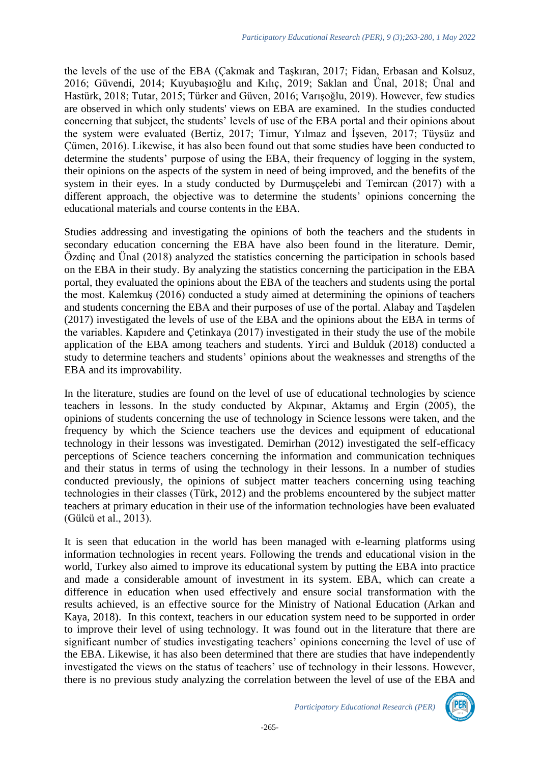the levels of the use of the EBA (Çakmak and Taşkıran, 2017; Fidan, Erbasan and Kolsuz, 2016; Güvendi, 2014; Kuyubaşıoğlu and Kılıç, 2019; Saklan and Ünal, 2018; Ünal and Hastürk, 2018; Tutar, 2015; Türker and Güven, 2016; Varışoğlu, 2019). However, few studies are observed in which only students' views on EBA are examined. In the studies conducted concerning that subject, the students' levels of use of the EBA portal and their opinions about the system were evaluated (Bertiz, 2017; Timur, Yılmaz and İşseven, 2017; Tüysüz and Çümen, 2016). Likewise, it has also been found out that some studies have been conducted to determine the students' purpose of using the EBA, their frequency of logging in the system, their opinions on the aspects of the system in need of being improved, and the benefits of the system in their eyes. In a study conducted by Durmuşçelebi and Temircan (2017) with a different approach, the objective was to determine the students' opinions concerning the educational materials and course contents in the EBA.

Studies addressing and investigating the opinions of both the teachers and the students in secondary education concerning the EBA have also been found in the literature. Demir, Özdinç and Ünal (2018) analyzed the statistics concerning the participation in schools based on the EBA in their study. By analyzing the statistics concerning the participation in the EBA portal, they evaluated the opinions about the EBA of the teachers and students using the portal the most. Kalemkuş (2016) conducted a study aimed at determining the opinions of teachers and students concerning the EBA and their purposes of use of the portal. Alabay and Taşdelen (2017) investigated the levels of use of the EBA and the opinions about the EBA in terms of the variables. Kapıdere and Çetinkaya (2017) investigated in their study the use of the mobile application of the EBA among teachers and students. Yirci and Bulduk (2018) conducted a study to determine teachers and students' opinions about the weaknesses and strengths of the EBA and its improvability.

In the literature, studies are found on the level of use of educational technologies by science teachers in lessons. In the study conducted by Akpınar, Aktamış and Ergin (2005), the opinions of students concerning the use of technology in Science lessons were taken, and the frequency by which the Science teachers use the devices and equipment of educational technology in their lessons was investigated. Demirhan (2012) investigated the self-efficacy perceptions of Science teachers concerning the information and communication techniques and their status in terms of using the technology in their lessons. In a number of studies conducted previously, the opinions of subject matter teachers concerning using teaching technologies in their classes (Türk, 2012) and the problems encountered by the subject matter teachers at primary education in their use of the information technologies have been evaluated (Gülcü et al., 2013).

It is seen that education in the world has been managed with e-learning platforms using information technologies in recent years. Following the trends and educational vision in the world, Turkey also aimed to improve its educational system by putting the EBA into practice and made a considerable amount of investment in its system. EBA, which can create a difference in education when used effectively and ensure social transformation with the results achieved, is an effective source for the Ministry of National Education (Arkan and Kaya, 2018). In this context, teachers in our education system need to be supported in order to improve their level of using technology. It was found out in the literature that there are significant number of studies investigating teachers' opinions concerning the level of use of the EBA. Likewise, it has also been determined that there are studies that have independently investigated the views on the status of teachers' use of technology in their lessons. However, there is no previous study analyzing the correlation between the level of use of the EBA and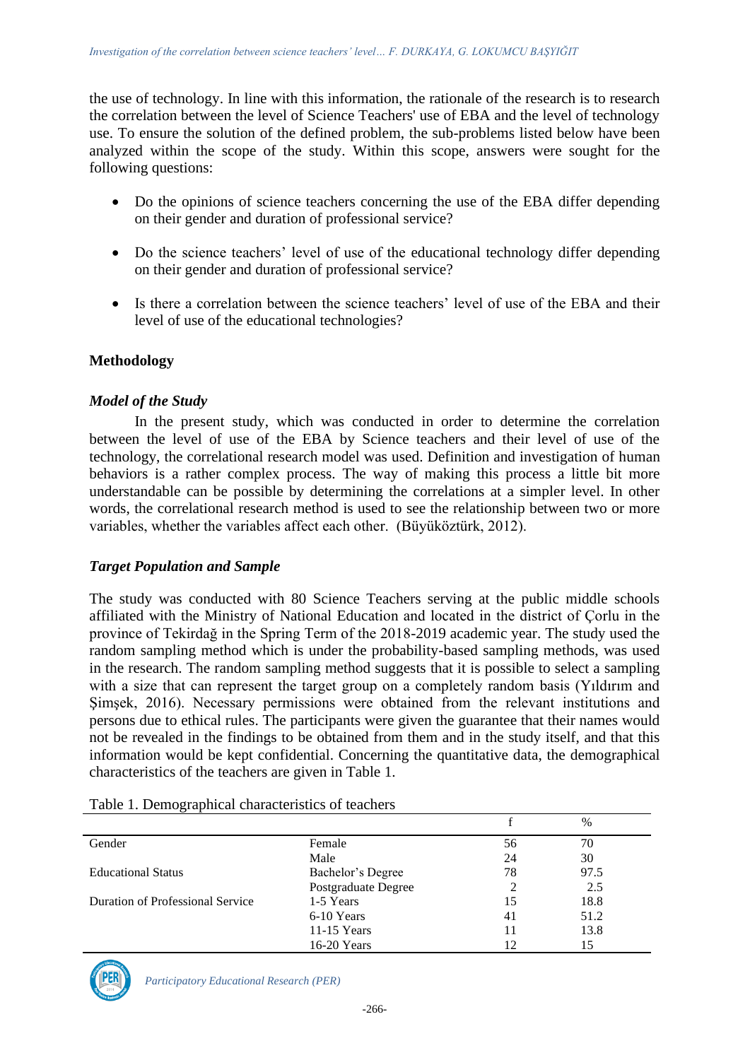the use of technology. In line with this information, the rationale of the research is to research the correlation between the level of Science Teachers' use of EBA and the level of technology use. To ensure the solution of the defined problem, the sub-problems listed below have been analyzed within the scope of the study. Within this scope, answers were sought for the following questions:

- Do the opinions of science teachers concerning the use of the EBA differ depending on their gender and duration of professional service?
- Do the science teachers' level of use of the educational technology differ depending on their gender and duration of professional service?
- Is there a correlation between the science teachers' level of use of the EBA and their level of use of the educational technologies?

## Methodology

### *Model of the Study*

In the present study, which was conducted in order to determine the correlation between the level of use of the EBA by Science teachers and their level of use of the technology, the correlational research model was used. Definition and investigation of human behaviors is a rather complex process. The way of making this process a little bit more understandable can be possible by determining the correlations at a simpler level. In other words, the correlational research method is used to see the relationship between two or more variables, whether the variables affect each other. (Büyüköztürk, 2012).

### *Target Population and Sample*

The study was conducted with 80 Science Teachers serving at the public middle schools affiliated with the Ministry of National Education and located in the district of Çorlu in the province of Tekirdağ in the Spring Term of the 2018-2019 academic year. The study used the random sampling method which is under the probability-based sampling methods, was used in the research. The random sampling method suggests that it is possible to select a sampling with a size that can represent the target group on a completely random basis (Yıldırım and Şimşek, 2016). Necessary permissions were obtained from the relevant institutions and persons due to ethical rules. The participants were given the guarantee that their names would not be revealed in the findings to be obtained from them and in the study itself, and that this information would be kept confidential. Concerning the quantitative data, the demographical characteristics of the teachers are given in Table 1.

Table 1. Demographical characteristics of teachers

| | | f | % |
|---|---|---|---|
| Gender | Female | 56 | 70 |
| | Male | 24 | 30 |
| Educational Status | Bachelor's Degree | 78 | 97.5 |
| | Postgraduate Degree | 2 | 2.5 |
| Duration of Professional Service | 1-5 Years | 15 | 18.8 |
| | 6-10 Years | 41 | 51.2 |
| | 11-15 Years | 11 | 13.8 |
| | 16-20 Years | 12 | 15 |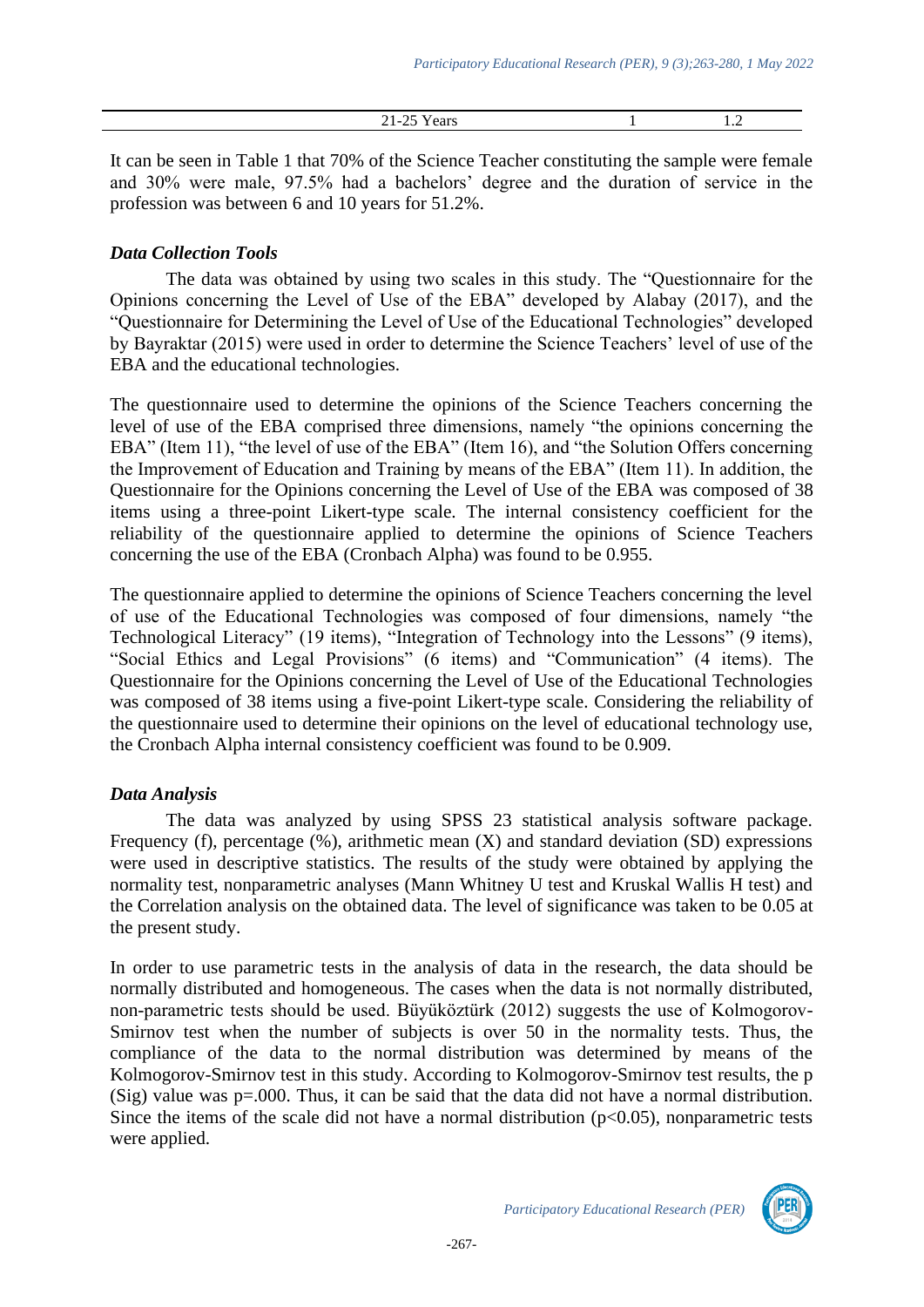| | 21-25 Years | 1 | 1.2 |
|---|---|---|---|

It can be seen in Table 1 that 70% of the Science Teacher constituting the sample were female and 30% were male, 97.5% had a bachelors' degree and the duration of service in the profession was between 6 and 10 years for 51.2%.

### *Data Collection Tools*

The data was obtained by using two scales in this study. The "Questionnaire for the Opinions concerning the Level of Use of the EBA" developed by Alabay (2017), and the "Questionnaire for Determining the Level of Use of the Educational Technologies" developed by Bayraktar (2015) were used in order to determine the Science Teachers' level of use of the EBA and the educational technologies.

The questionnaire used to determine the opinions of the Science Teachers concerning the level of use of the EBA comprised three dimensions, namely "the opinions concerning the EBA" (Item 11), "the level of use of the EBA" (Item 16), and "the Solution Offers concerning the Improvement of Education and Training by means of the EBA" (Item 11). In addition, the Questionnaire for the Opinions concerning the Level of Use of the EBA was composed of 38 items using a three-point Likert-type scale. The internal consistency coefficient for the reliability of the questionnaire applied to determine the opinions of Science Teachers concerning the use of the EBA (Cronbach Alpha) was found to be 0.955.

The questionnaire applied to determine the opinions of Science Teachers concerning the level of use of the Educational Technologies was composed of four dimensions, namely "the Technological Literacy" (19 items), "Integration of Technology into the Lessons" (9 items), "Social Ethics and Legal Provisions" (6 items) and "Communication" (4 items). The Questionnaire for the Opinions concerning the Level of Use of the Educational Technologies was composed of 38 items using a five-point Likert-type scale. Considering the reliability of the questionnaire used to determine their opinions on the level of educational technology use, the Cronbach Alpha internal consistency coefficient was found to be 0.909.

### *Data Analysis*

The data was analyzed by using SPSS 23 statistical analysis software package. Frequency (f), percentage (%), arithmetic mean (X) and standard deviation (SD) expressions were used in descriptive statistics. The results of the study were obtained by applying the normality test, nonparametric analyses (Mann Whitney U test and Kruskal Wallis H test) and the Correlation analysis on the obtained data. The level of significance was taken to be 0.05 at the present study.

In order to use parametric tests in the analysis of data in the research, the data should be normally distributed and homogeneous. The cases when the data is not normally distributed, non-parametric tests should be used. Büyüköztürk (2012) suggests the use of Kolmogorov-Smirnov test when the number of subjects is over 50 in the normality tests. Thus, the compliance of the data to the normal distribution was determined by means of the Kolmogorov-Smirnov test in this study. According to Kolmogorov-Smirnov test results, the p (Sig) value was $p=.000$. Thus, it can be said that the data did not have a normal distribution. Since the items of the scale did not have a normal distribution ($p<0.05$), nonparametric tests were applied.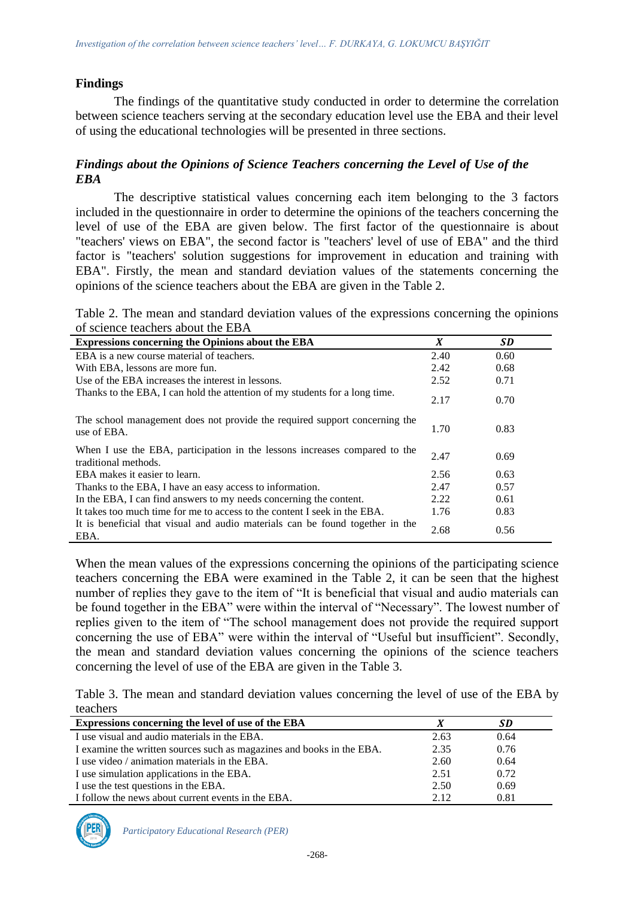## Findings

The findings of the quantitative study conducted in order to determine the correlation between science teachers serving at the secondary education level use the EBA and their level of using the educational technologies will be presented in three sections.

### *Findings about the Opinions of Science Teachers concerning the Level of Use of the EBA*

The descriptive statistical values concerning each item belonging to the 3 factors included in the questionnaire in order to determine the opinions of the teachers concerning the level of use of the EBA are given below. The first factor of the questionnaire is about "teachers' views on EBA", the second factor is "teachers' level of use of EBA" and the third factor is "teachers' solution suggestions for improvement in education and training with EBA". Firstly, the mean and standard deviation values of the statements concerning the opinions of the science teachers about the EBA are given in the Table 2.

Table 2. The mean and standard deviation values of the expressions concerning the opinions of science teachers about the EBA

| Expressions concerning the Opinions about the EBA | *X* | *SD* |
|---|---|---|
| EBA is a new course material of teachers. | 2.40 | 0.60 |
| With EBA, lessons are more fun. | 2.42 | 0.68 |
| Use of the EBA increases the interest in lessons. | 2.52 | 0.71 |
| Thanks to the EBA, I can hold the attention of my students for a long time. | 2.17 | 0.70 |
| The school management does not provide the required support concerning the use of EBA. | 1.70 | 0.83 |
| When I use the EBA, participation in the lessons increases compared to the traditional methods. | 2.47 | 0.69 |
| EBA makes it easier to learn. | 2.56 | 0.63 |
| Thanks to the EBA, I have an easy access to information. | 2.47 | 0.57 |
| In the EBA, I can find answers to my needs concerning the content. | 2.22 | 0.61 |
| It takes too much time for me to access to the content I seek in the EBA. | 1.76 | 0.83 |
| It is beneficial that visual and audio materials can be found together in the EBA. | 2.68 | 0.56 |

When the mean values of the expressions concerning the opinions of the participating science teachers concerning the EBA were examined in the Table 2, it can be seen that the highest number of replies they gave to the item of "It is beneficial that visual and audio materials can be found together in the EBA" were within the interval of "Necessary". The lowest number of replies given to the item of "The school management does not provide the required support concerning the use of EBA" were within the interval of "Useful but insufficient". Secondly, the mean and standard deviation values concerning the opinions of the science teachers concerning the level of use of the EBA are given in the Table 3.

Table 3. The mean and standard deviation values concerning the level of use of the EBA by teachers

| Expressions concerning the level of use of the EBA | *X* | *SD* |
|---|---|---|
| I use visual and audio materials in the EBA. | 2.63 | 0.64 |
| I examine the written sources such as magazines and books in the EBA. | 2.35 | 0.76 |
| I use video / animation materials in the EBA. | 2.60 | 0.64 |
| I use simulation applications in the EBA. | 2.51 | 0.72 |
| I use the test questions in the EBA. | 2.50 | 0.69 |
| I follow the news about current events in the EBA. | 2.12 | 0.81 |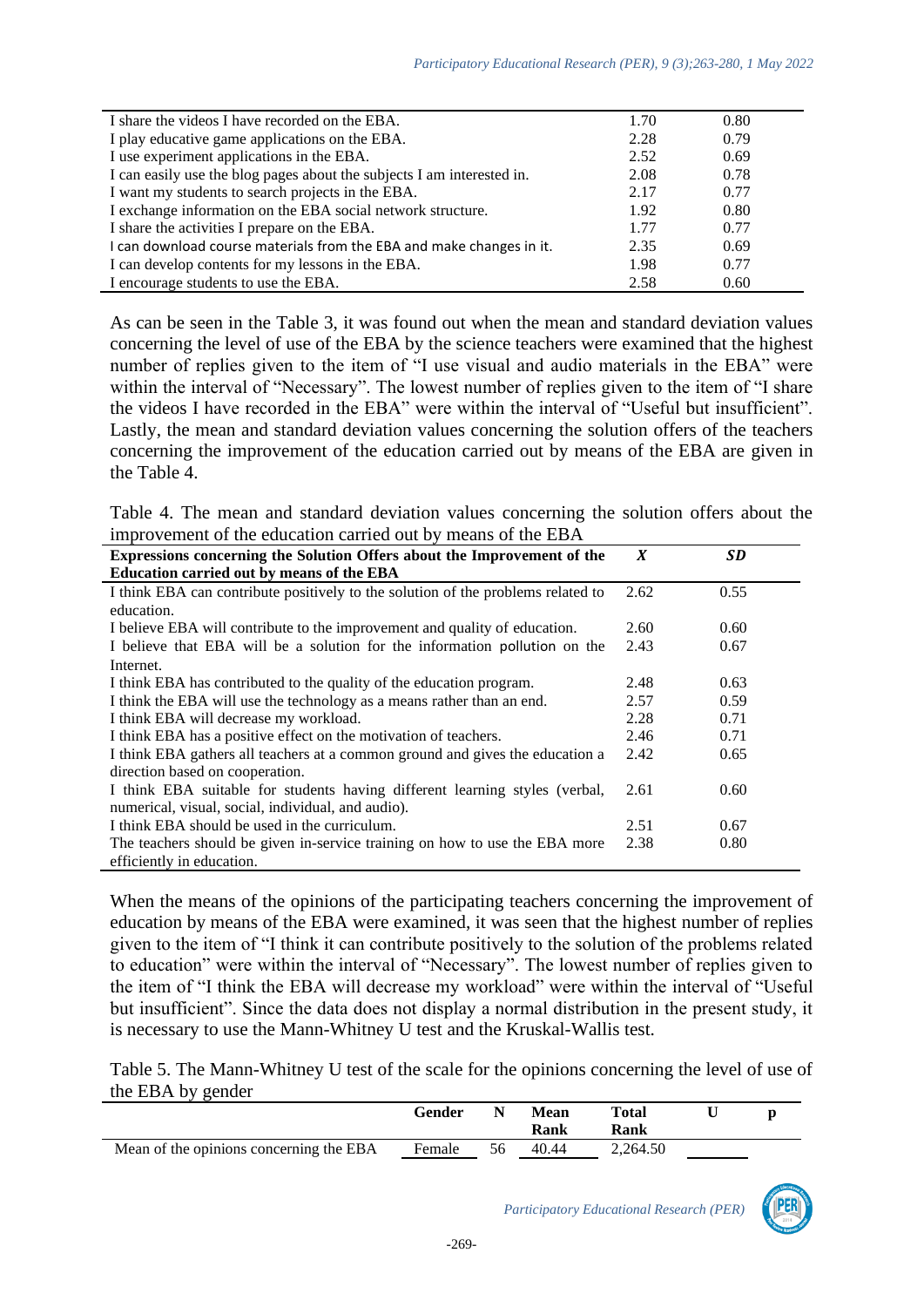| | | |
|---|---|---|
| I share the videos I have recorded on the EBA. | 1.70 | 0.80 |
| I play educative game applications on the EBA. | 2.28 | 0.79 |
| I use experiment applications in the EBA. | 2.52 | 0.69 |
| I can easily use the blog pages about the subjects I am interested in. | 2.08 | 0.78 |
| I want my students to search projects in the EBA. | 2.17 | 0.77 |
| I exchange information on the EBA social network structure. | 1.92 | 0.80 |
| I share the activities I prepare on the EBA. | 1.77 | 0.77 |
| I can download course materials from the EBA and make changes in it. | 2.35 | 0.69 |
| I can develop contents for my lessons in the EBA. | 1.98 | 0.77 |
| I encourage students to use the EBA. | 2.58 | 0.60 |

As can be seen in the Table 3, it was found out when the mean and standard deviation values concerning the level of use of the EBA by the science teachers were examined that the highest number of replies given to the item of "I use visual and audio materials in the EBA" were within the interval of "Necessary". The lowest number of replies given to the item of "I share the videos I have recorded in the EBA" were within the interval of "Useful but insufficient". Lastly, the mean and standard deviation values concerning the solution offers of the teachers concerning the improvement of the education carried out by means of the EBA are given in the Table 4.

Table 4. The mean and standard deviation values concerning the solution offers about the improvement of the education carried out by means of the EBA

| Expressions concerning the Solution Offers about the Improvement of the Education carried out by means of the EBA | $X$ | *SD* |
|---|---|---|
| I think EBA can contribute positively to the solution of the problems related to education. | 2.62 | 0.55 |
| I believe EBA will contribute to the improvement and quality of education. | 2.60 | 0.60 |
| I believe that EBA will be a solution for the information pollution on the Internet. | 2.43 | 0.67 |
| I think EBA has contributed to the quality of the education program. | 2.48 | 0.63 |
| I think the EBA will use the technology as a means rather than an end. | 2.57 | 0.59 |
| I think EBA will decrease my workload. | 2.28 | 0.71 |
| I think EBA has a positive effect on the motivation of teachers. | 2.46 | 0.71 |
| I think EBA gathers all teachers at a common ground and gives the education a direction based on cooperation. | 2.42 | 0.65 |
| I think EBA suitable for students having different learning styles (verbal, numerical, visual, social, individual, and audio). | 2.61 | 0.60 |
| I think EBA should be used in the curriculum. | 2.51 | 0.67 |
| The teachers should be given in-service training on how to use the EBA more efficiently in education. | 2.38 | 0.80 |

When the means of the opinions of the participating teachers concerning the improvement of education by means of the EBA were examined, it was seen that the highest number of replies given to the item of "I think it can contribute positively to the solution of the problems related to education" were within the interval of "Necessary". The lowest number of replies given to the item of "I think the EBA will decrease my workload" were within the interval of "Useful but insufficient". Since the data does not display a normal distribution in the present study, it is necessary to use the Mann-Whitney U test and the Kruskal-Wallis test.

Table 5. The Mann-Whitney U test of the scale for the opinions concerning the level of use of the EBA by gender

| | Gender | N | Mean Rank | Total Rank | U | p |
|---|---|---|---|---|---|---|
| Mean of the opinions concerning the EBA | Female | 56 | 40.44 | 2,264.50 | | |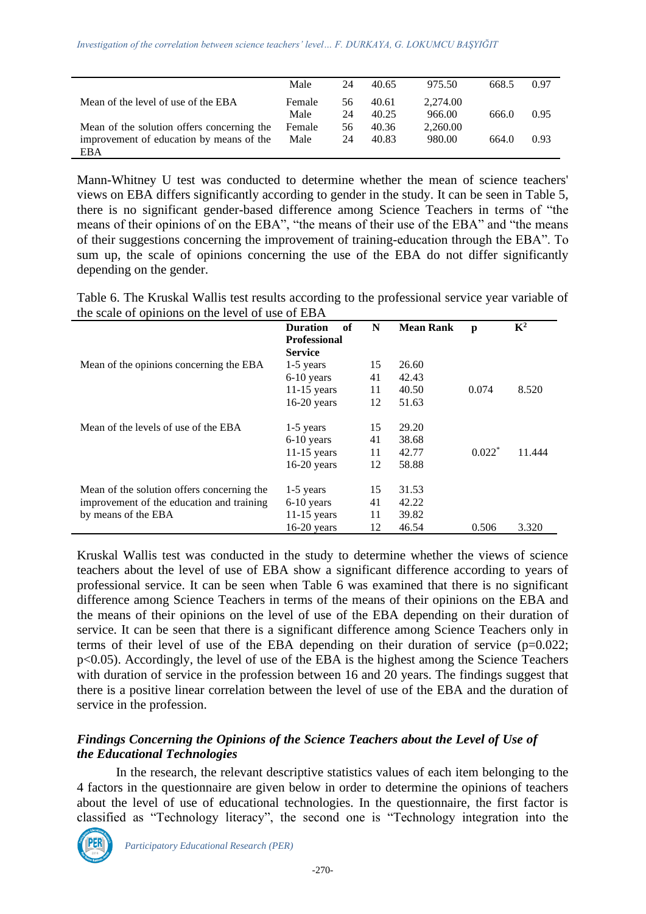| | | | | | | |
|---|---|---|---|---|---|---|
| | Male | 24 | 40.65 | 975.50 | 668.5 | 0.97 |
| Mean of the level of use of the EBA | Female | 56 | 40.61 | 2,274.00 | | |
| | Male | 24 | 40.25 | 966.00 | 666.0 | 0.95 |
| Mean of the solution offers concerning the improvement of education by means of the EBA | Female | 56 | 40.36 | 2,260.00 | | |
| | Male | 24 | 40.83 | 980.00 | 664.0 | 0.93 |

Mann-Whitney U test was conducted to determine whether the mean of science teachers' views on EBA differs significantly according to gender in the study. It can be seen in Table 5, there is no significant gender-based difference among Science Teachers in terms of "the means of their opinions of on the EBA", "the means of their use of the EBA" and "the means of their suggestions concerning the improvement of training-education through the EBA". To sum up, the scale of opinions concerning the use of the EBA do not differ significantly depending on the gender.

Table 6. The Kruskal Wallis test results according to the professional service year variable of the scale of opinions on the level of use of EBA

| | **Duration of Professional Service** | **N** | **Mean Rank** | **p** | **$K^2$** |
|---|---|---|---|---|---|
| Mean of the opinions concerning the EBA | 1-5 years | 15 | 26.60 | | |
| | 6-10 years | 41 | 42.43 | | |
| | 11-15 years | 11 | 40.50 | 0.074 | 8.520 |
| | 16-20 years | 12 | 51.63 | | |
| Mean of the levels of use of the EBA | 1-5 years | 15 | 29.20 | | |
| | 6-10 years | 41 | 38.68 | | |
| | 11-15 years | 11 | 42.77 | $0.022^*$ | 11.444 |
| | 16-20 years | 12 | 58.88 | | |
| Mean of the solution offers concerning the improvement of the education and training by means of the EBA | 1-5 years | 15 | 31.53 | | |
| | 6-10 years | 41 | 42.22 | | |
| | 11-15 years | 11 | 39.82 | | |
| | 16-20 years | 12 | 46.54 | 0.506 | 3.320 |

Kruskal Wallis test was conducted in the study to determine whether the views of science teachers about the level of use of EBA show a significant difference according to years of professional service. It can be seen when Table 6 was examined that there is no significant difference among Science Teachers in terms of the means of their opinions on the EBA and the means of their opinions on the level of use of the EBA depending on their duration of service. It can be seen that there is a significant difference among Science Teachers only in terms of their level of use of the EBA depending on their duration of service ($p=0.022$; $p<0.05$). Accordingly, the level of use of the EBA is the highest among the Science Teachers with duration of service in the profession between 16 and 20 years. The findings suggest that there is a positive linear correlation between the level of use of the EBA and the duration of service in the profession.

### *Findings Concerning the Opinions of the Science Teachers about the Level of Use of the Educational Technologies*

In the research, the relevant descriptive statistics values of each item belonging to the 4 factors in the questionnaire are given below in order to determine the opinions of teachers about the level of use of educational technologies. In the questionnaire, the first factor is classified as "Technology literacy", the second one is "Technology integration into the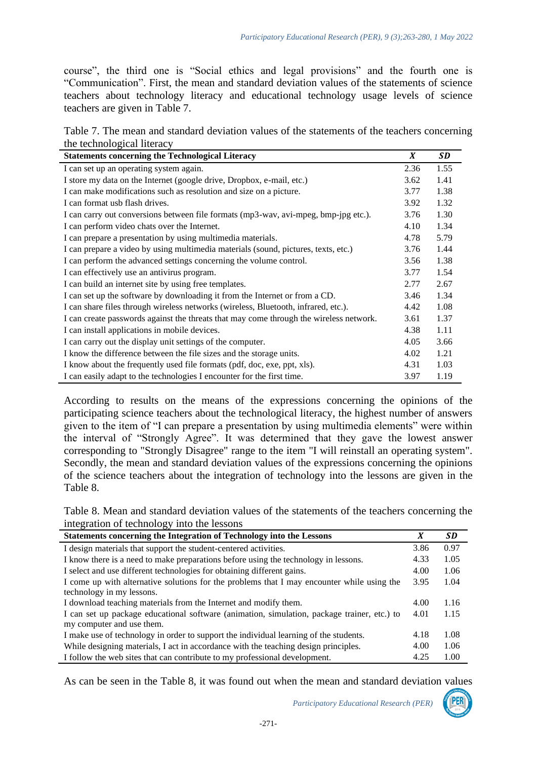course", the third one is "Social ethics and legal provisions" and the fourth one is "Communication". First, the mean and standard deviation values of the statements of science teachers about technology literacy and educational technology usage levels of science teachers are given in Table 7.

Table 7. The mean and standard deviation values of the statements of the teachers concerning the technological literacy

| Statements concerning the Technological Literacy | *X* | *SD* |
|---|---|---|
| I can set up an operating system again. | 2.36 | 1.55 |
| I store my data on the Internet (google drive, Dropbox, e-mail, etc.) | 3.62 | 1.41 |
| I can make modifications such as resolution and size on a picture. | 3.77 | 1.38 |
| I can format usb flash drives. | 3.92 | 1.32 |
| I can carry out conversions between file formats (mp3-wav, avi-mpeg, bmp-jpg etc.). | 3.76 | 1.30 |
| I can perform video chats over the Internet. | 4.10 | 1.34 |
| I can prepare a presentation by using multimedia materials. | 4.78 | 5.79 |
| I can prepare a video by using multimedia materials (sound, pictures, texts, etc.) | 3.76 | 1.44 |
| I can perform the advanced settings concerning the volume control. | 3.56 | 1.38 |
| I can effectively use an antivirus program. | 3.77 | 1.54 |
| I can build an internet site by using free templates. | 2.77 | 2.67 |
| I can set up the software by downloading it from the Internet or from a CD. | 3.46 | 1.34 |
| I can share files through wireless networks (wireless, Bluetooth, infrared, etc.). | 4.42 | 1.08 |
| I can create passwords against the threats that may come through the wireless network. | 3.61 | 1.37 |
| I can install applications in mobile devices. | 4.38 | 1.11 |
| I can carry out the display unit settings of the computer. | 4.05 | 3.66 |
| I know the difference between the file sizes and the storage units. | 4.02 | 1.21 |
| I know about the frequently used file formats (pdf, doc, exe, ppt, xls). | 4.31 | 1.03 |
| I can easily adapt to the technologies I encounter for the first time. | 3.97 | 1.19 |

According to results on the means of the expressions concerning the opinions of the participating science teachers about the technological literacy, the highest number of answers given to the item of "I can prepare a presentation by using multimedia elements" were within the interval of "Strongly Agree". It was determined that they gave the lowest answer corresponding to "Strongly Disagree" range to the item "I will reinstall an operating system". Secondly, the mean and standard deviation values of the expressions concerning the opinions of the science teachers about the integration of technology into the lessons are given in the Table 8.

Table 8. Mean and standard deviation values of the statements of the teachers concerning the integration of technology into the lessons

| Statements concerning the Integration of Technology into the Lessons | *X* | *SD* |
|---|---|---|
| I design materials that support the student-centered activities. | 3.86 | 0.97 |
| I know there is a need to make preparations before using the technology in lessons. | 4.33 | 1.05 |
| I select and use different technologies for obtaining different gains. | 4.00 | 1.06 |
| I come up with alternative solutions for the problems that I may encounter while using the technology in my lessons. | 3.95 | 1.04 |
| I download teaching materials from the Internet and modify them. | 4.00 | 1.16 |
| I can set up package educational software (animation, simulation, package trainer, etc.) to my computer and use them. | 4.01 | 1.15 |
| I make use of technology in order to support the individual learning of the students. | 4.18 | 1.08 |
| While designing materials, I act in accordance with the teaching design principles. | 4.00 | 1.06 |
| I follow the web sites that can contribute to my professional development. | 4.25 | 1.00 |

As can be seen in the Table 8, it was found out when the mean and standard deviation values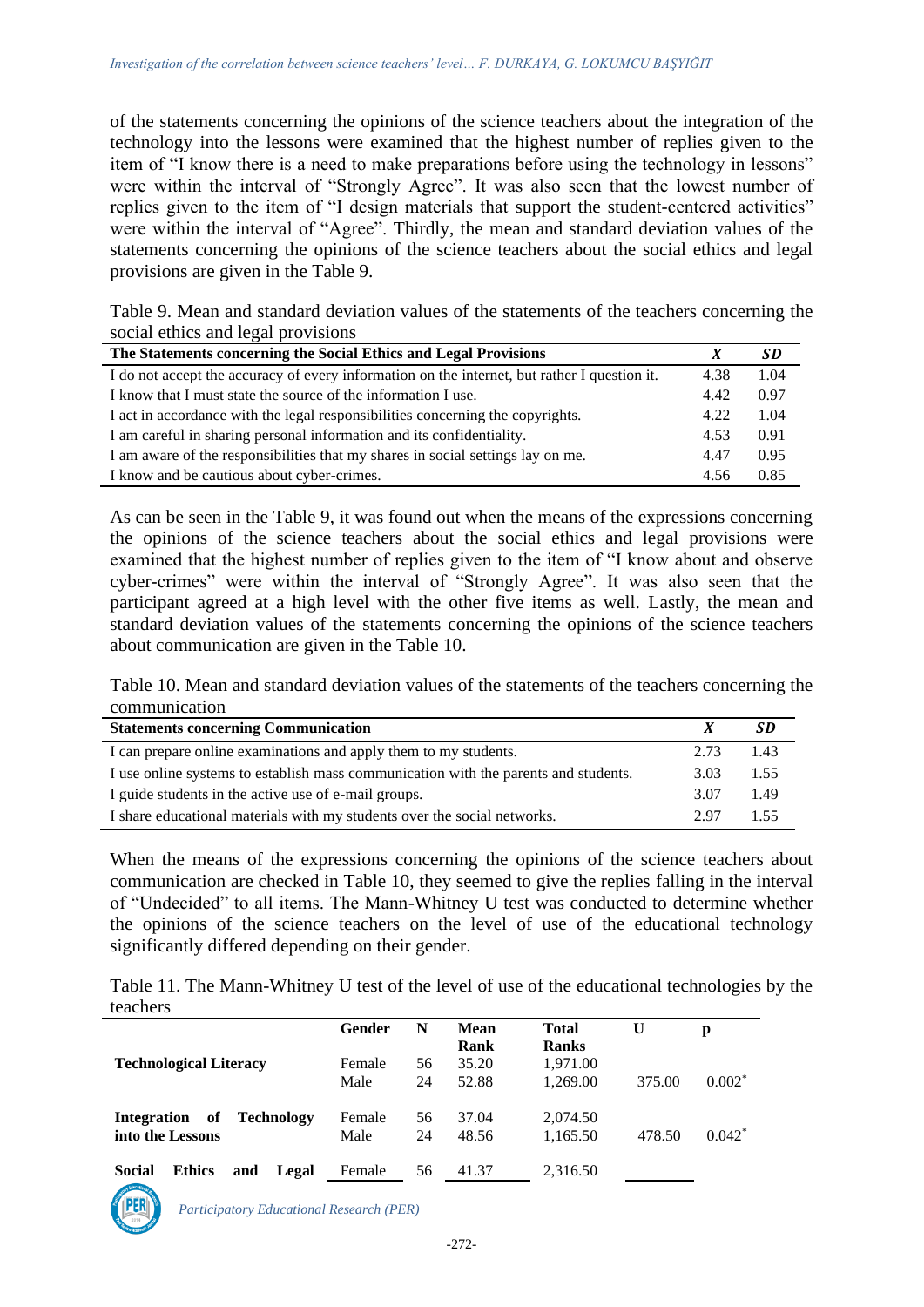of the statements concerning the opinions of the science teachers about the integration of the technology into the lessons were examined that the highest number of replies given to the item of "I know there is a need to make preparations before using the technology in lessons" were within the interval of "Strongly Agree". It was also seen that the lowest number of replies given to the item of "I design materials that support the student-centered activities" were within the interval of "Agree". Thirdly, the mean and standard deviation values of the statements concerning the opinions of the science teachers about the social ethics and legal provisions are given in the Table 9.

Table 9. Mean and standard deviation values of the statements of the teachers concerning the social ethics and legal provisions

| The Statements concerning the Social Ethics and Legal Provisions | $\bar{X}$ | SD |
|---|---|---|
| I do not accept the accuracy of every information on the internet, but rather I question it. | 4.38 | 1.04 |
| I know that I must state the source of the information I use. | 4.42 | 0.97 |
| I act in accordance with the legal responsibilities concerning the copyrights. | 4.22 | 1.04 |
| I am careful in sharing personal information and its confidentiality. | 4.53 | 0.91 |
| I am aware of the responsibilities that my shares in social settings lay on me. | 4.47 | 0.95 |
| I know and be cautious about cyber-crimes. | 4.56 | 0.85 |

As can be seen in the Table 9, it was found out when the means of the expressions concerning the opinions of the science teachers about the social ethics and legal provisions were examined that the highest number of replies given to the item of "I know about and observe cyber-crimes" were within the interval of "Strongly Agree". It was also seen that the participant agreed at a high level with the other five items as well. Lastly, the mean and standard deviation values of the statements concerning the opinions of the science teachers about communication are given in the Table 10.

Table 10. Mean and standard deviation values of the statements of the teachers concerning the communication

| Statements concerning Communication | $\bar{X}$ | SD |
|---|---|---|
| I can prepare online examinations and apply them to my students. | 2.73 | 1.43 |
| I use online systems to establish mass communication with the parents and students. | 3.03 | 1.55 |
| I guide students in the active use of e-mail groups. | 3.07 | 1.49 |
| I share educational materials with my students over the social networks. | 2.97 | 1.55 |

When the means of the expressions concerning the opinions of the science teachers about communication are checked in Table 10, they seemed to give the replies falling in the interval of "Undecided" to all items. The Mann-Whitney U test was conducted to determine whether the opinions of the science teachers on the level of use of the educational technology significantly differed depending on their gender.

Table 11. The Mann-Whitney U test of the level of use of the educational technologies by the teachers

| | Gender | N | Mean Rank | Total Ranks | U | p |
|---|---|---|---|---|---|---|
| **Technological Literacy** | Female | 56 | 35.20 | 1,971.00 | | |
| | Male | 24 | 52.88 | 1,269.00 | 375.00 | 0.002* |
| **Integration of Technology into the Lessons** | Female | 56 | 37.04 | 2,074.50 | | |
| | Male | 24 | 48.56 | 1,165.50 | 478.50 | 0.042* |
| **Social Ethics and Legal** | Female | 56 | 41.37 | 2,316.50 | | |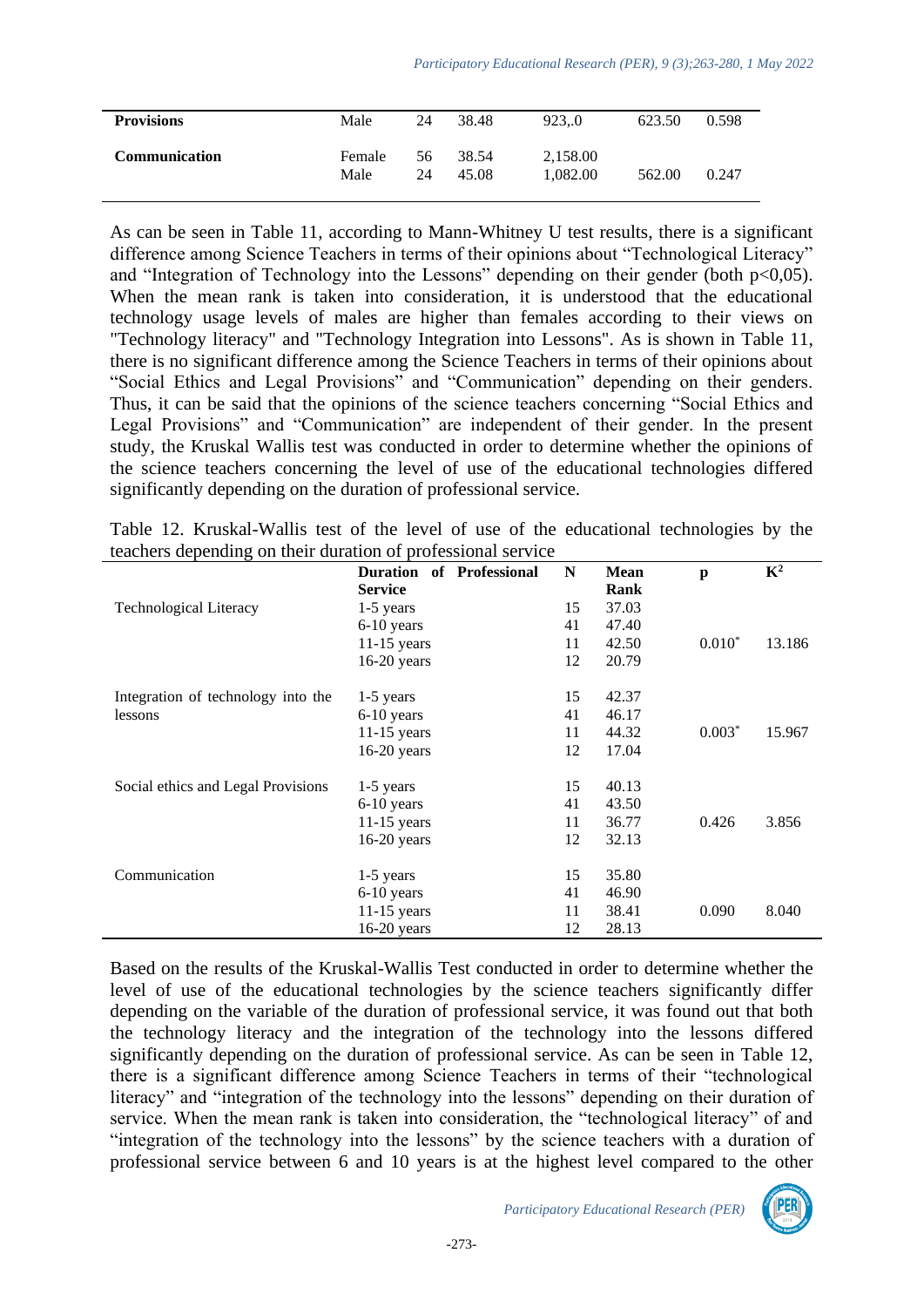| | | | | | | |
|---|---|---|---|---|---|---|
| **Provisions** | Male | 24 | 38.48 | 923,.0 | 623.50 | 0.598 |
| **Communication** | Female | 56 | 38.54 | 2,158.00 | | |
| | Male | 24 | 45.08 | 1,082.00 | 562.00 | 0.247 |

As can be seen in Table 11, according to Mann-Whitney U test results, there is a significant difference among Science Teachers in terms of their opinions about "Technological Literacy" and "Integration of Technology into the Lessons" depending on their gender (both $p<0,05$). When the mean rank is taken into consideration, it is understood that the educational technology usage levels of males are higher than females according to their views on "Technology literacy" and "Technology Integration into Lessons". As is shown in Table 11, there is no significant difference among the Science Teachers in terms of their opinions about "Social Ethics and Legal Provisions" and "Communication" depending on their genders. Thus, it can be said that the opinions of the science teachers concerning "Social Ethics and Legal Provisions" and "Communication" are independent of their gender. In the present study, the Kruskal Wallis test was conducted in order to determine whether the opinions of the science teachers concerning the level of use of the educational technologies differed significantly depending on the duration of professional service.

Table 12. Kruskal-Wallis test of the level of use of the educational technologies by the teachers depending on their duration of professional service

| | **Duration of Professional Service** | **N** | **Mean Rank** | **p** | $K^2$ |
|---|---|---|---|---|---|
| Technological Literacy | 1-5 years | 15 | 37.03 | | |
| | 6-10 years | 41 | 47.40 | | |
| | 11-15 years | 11 | 42.50 | $0.010^*$ | 13.186 |
| | 16-20 years | 12 | 20.79 | | |
| Integration of technology into the lessons | 1-5 years | 15 | 42.37 | | |
| | 6-10 years | 41 | 46.17 | | |
| | 11-15 years | 11 | 44.32 | $0.003^*$ | 15.967 |
| | 16-20 years | 12 | 17.04 | | |
| Social ethics and Legal Provisions | 1-5 years | 15 | 40.13 | | |
| | 6-10 years | 41 | 43.50 | | |
| | 11-15 years | 11 | 36.77 | 0.426 | 3.856 |
| | 16-20 years | 12 | 32.13 | | |
| Communication | 1-5 years | 15 | 35.80 | | |
| | 6-10 years | 41 | 46.90 | | |
| | 11-15 years | 11 | 38.41 | 0.090 | 8.040 |
| | 16-20 years | 12 | 28.13 | | |

Based on the results of the Kruskal-Wallis Test conducted in order to determine whether the level of use of the educational technologies by the science teachers significantly differ depending on the variable of the duration of professional service, it was found out that both the technology literacy and the integration of the technology into the lessons differed significantly depending on the duration of professional service. As can be seen in Table 12, there is a significant difference among Science Teachers in terms of their "technological literacy" and "integration of the technology into the lessons" depending on their duration of service. When the mean rank is taken into consideration, the "technological literacy" of and "integration of the technology into the lessons" by the science teachers with a duration of professional service between 6 and 10 years is at the highest level compared to the other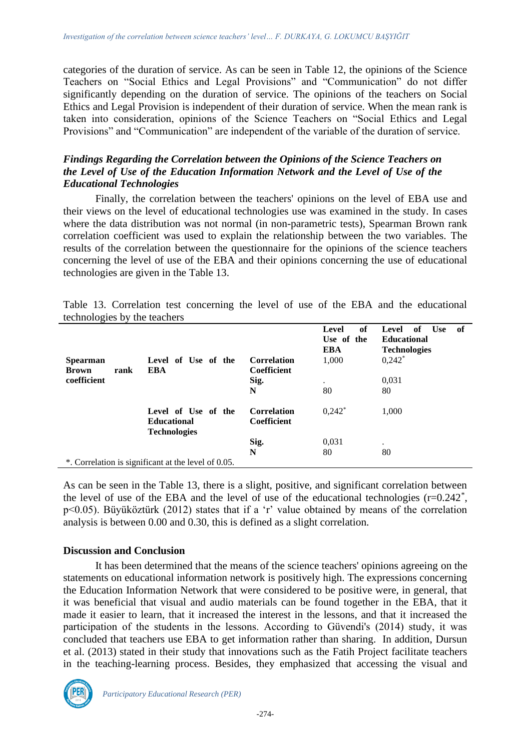categories of the duration of service. As can be seen in Table 12, the opinions of the Science Teachers on "Social Ethics and Legal Provisions" and "Communication" do not differ significantly depending on the duration of service. The opinions of the teachers on Social Ethics and Legal Provision is independent of their duration of service. When the mean rank is taken into consideration, opinions of the Science Teachers on "Social Ethics and Legal Provisions" and "Communication" are independent of the variable of the duration of service.

### *Findings Regarding the Correlation between the Opinions of the Science Teachers on the Level of Use of the Education Information Network and the Level of Use of the Educational Technologies*

Finally, the correlation between the teachers' opinions on the level of EBA use and their views on the level of educational technologies use was examined in the study. In cases where the data distribution was not normal (in non-parametric tests), Spearman Brown rank correlation coefficient was used to explain the relationship between the two variables. The results of the correlation between the questionnaire for the opinions of the science teachers concerning the level of use of the EBA and their opinions concerning the use of educational technologies are given in the Table 13.

Table 13. Correlation test concerning the level of use of the EBA and the educational technologies by the teachers

| | | | **Level of Use of the EBA** | **Level of Use of Educational Technologies** |
|---|---|---|---|---|
| **Spearman Brown rank coefficient** | **Level of Use of the EBA** | **Correlation Coefficient** | 1,000 | 0,242* |
| | | **Sig.** | . | 0,031 |
| | | **N** | 80 | 80 |
| | **Level of Use of the Educational Technologies** | **Correlation Coefficient** | 0,242* | 1,000 |
| | | **Sig.** | 0,031 | . |
| | | **N** | 80 | 80 |

*. Correlation is significant at the level of 0.05.

As can be seen in the Table 13, there is a slight, positive, and significant correlation between the level of use of the EBA and the level of use of the educational technologies ($r=0.242^*$, $p<0.05$). Büyüköztürk (2012) states that if a 'r' value obtained by means of the correlation analysis is between 0.00 and 0.30, this is defined as a slight correlation.

## Discussion and Conclusion

It has been determined that the means of the science teachers' opinions agreeing on the statements on educational information network is positively high. The expressions concerning the Education Information Network that were considered to be positive were, in general, that it was beneficial that visual and audio materials can be found together in the EBA, that it made it easier to learn, that it increased the interest in the lessons, and that it increased the participation of the students in the lessons. According to Güvendi's (2014) study, it was concluded that teachers use EBA to get information rather than sharing. In addition, Dursun et al. (2013) stated in their study that innovations such as the Fatih Project facilitate teachers in the teaching-learning process. Besides, they emphasized that accessing the visual and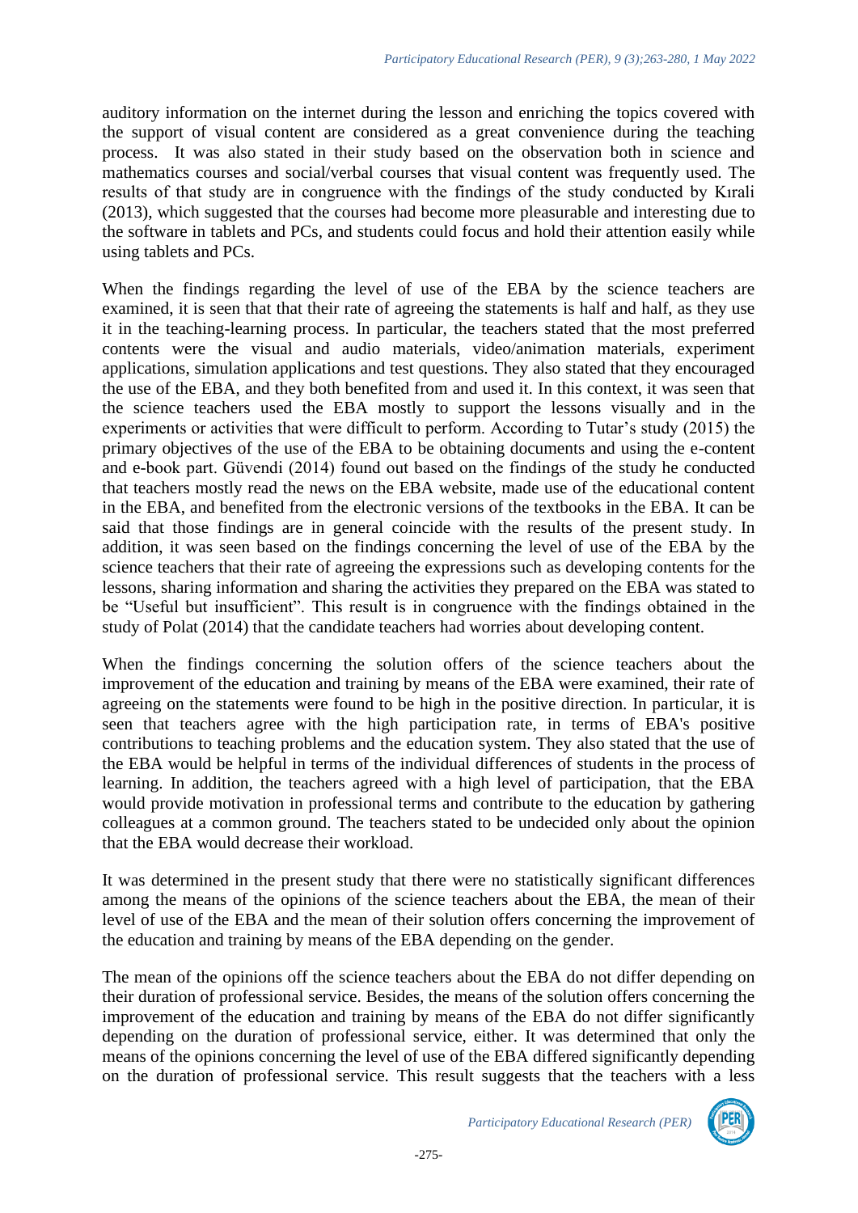auditory information on the internet during the lesson and enriching the topics covered with the support of visual content are considered as a great convenience during the teaching process. It was also stated in their study based on the observation both in science and mathematics courses and social/verbal courses that visual content was frequently used. The results of that study are in congruence with the findings of the study conducted by Kırali (2013), which suggested that the courses had become more pleasurable and interesting due to the software in tablets and PCs, and students could focus and hold their attention easily while using tablets and PCs.

When the findings regarding the level of use of the EBA by the science teachers are examined, it is seen that that their rate of agreeing the statements is half and half, as they use it in the teaching-learning process. In particular, the teachers stated that the most preferred contents were the visual and audio materials, video/animation materials, experiment applications, simulation applications and test questions. They also stated that they encouraged the use of the EBA, and they both benefited from and used it. In this context, it was seen that the science teachers used the EBA mostly to support the lessons visually and in the experiments or activities that were difficult to perform. According to Tutar's study (2015) the primary objectives of the use of the EBA to be obtaining documents and using the e-content and e-book part. Güvendi (2014) found out based on the findings of the study he conducted that teachers mostly read the news on the EBA website, made use of the educational content in the EBA, and benefited from the electronic versions of the textbooks in the EBA. It can be said that those findings are in general coincide with the results of the present study. In addition, it was seen based on the findings concerning the level of use of the EBA by the science teachers that their rate of agreeing the expressions such as developing contents for the lessons, sharing information and sharing the activities they prepared on the EBA was stated to be "Useful but insufficient". This result is in congruence with the findings obtained in the study of Polat (2014) that the candidate teachers had worries about developing content.

When the findings concerning the solution offers of the science teachers about the improvement of the education and training by means of the EBA were examined, their rate of agreeing on the statements were found to be high in the positive direction. In particular, it is seen that teachers agree with the high participation rate, in terms of EBA's positive contributions to teaching problems and the education system. They also stated that the use of the EBA would be helpful in terms of the individual differences of students in the process of learning. In addition, the teachers agreed with a high level of participation, that the EBA would provide motivation in professional terms and contribute to the education by gathering colleagues at a common ground. The teachers stated to be undecided only about the opinion that the EBA would decrease their workload.

It was determined in the present study that there were no statistically significant differences among the means of the opinions of the science teachers about the EBA, the mean of their level of use of the EBA and the mean of their solution offers concerning the improvement of the education and training by means of the EBA depending on the gender.

The mean of the opinions off the science teachers about the EBA do not differ depending on their duration of professional service. Besides, the means of the solution offers concerning the improvement of the education and training by means of the EBA do not differ significantly depending on the duration of professional service, either. It was determined that only the means of the opinions concerning the level of use of the EBA differed significantly depending on the duration of professional service. This result suggests that the teachers with a less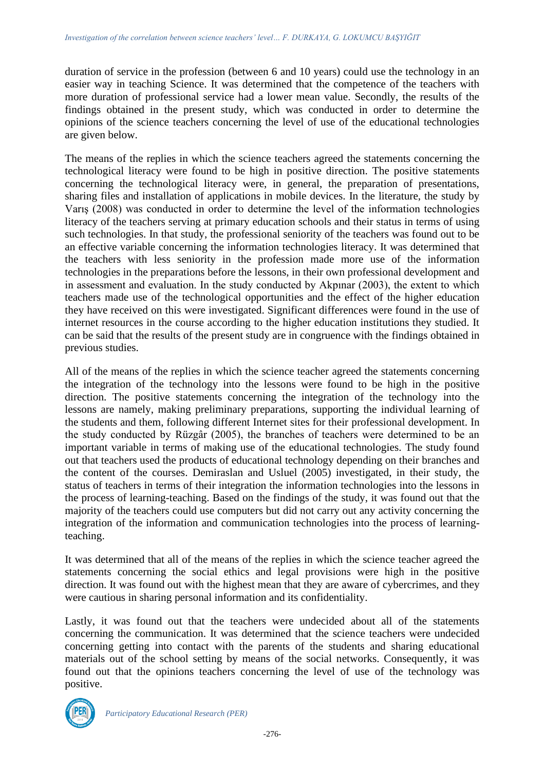duration of service in the profession (between 6 and 10 years) could use the technology in an easier way in teaching Science. It was determined that the competence of the teachers with more duration of professional service had a lower mean value. Secondly, the results of the findings obtained in the present study, which was conducted in order to determine the opinions of the science teachers concerning the level of use of the educational technologies are given below.

The means of the replies in which the science teachers agreed the statements concerning the technological literacy were found to be high in positive direction. The positive statements concerning the technological literacy were, in general, the preparation of presentations, sharing files and installation of applications in mobile devices. In the literature, the study by Varış (2008) was conducted in order to determine the level of the information technologies literacy of the teachers serving at primary education schools and their status in terms of using such technologies. In that study, the professional seniority of the teachers was found out to be an effective variable concerning the information technologies literacy. It was determined that the teachers with less seniority in the profession made more use of the information technologies in the preparations before the lessons, in their own professional development and in assessment and evaluation. In the study conducted by Akpınar (2003), the extent to which teachers made use of the technological opportunities and the effect of the higher education they have received on this were investigated. Significant differences were found in the use of internet resources in the course according to the higher education institutions they studied. It can be said that the results of the present study are in congruence with the findings obtained in previous studies.

All of the means of the replies in which the science teacher agreed the statements concerning the integration of the technology into the lessons were found to be high in the positive direction. The positive statements concerning the integration of the technology into the lessons are namely, making preliminary preparations, supporting the individual learning of the students and them, following different Internet sites for their professional development. In the study conducted by Rüzgâr (2005), the branches of teachers were determined to be an important variable in terms of making use of the educational technologies. The study found out that teachers used the products of educational technology depending on their branches and the content of the courses. Demiraslan and Usluel (2005) investigated, in their study, the status of teachers in terms of their integration the information technologies into the lessons in the process of learning-teaching. Based on the findings of the study, it was found out that the majority of the teachers could use computers but did not carry out any activity concerning the integration of the information and communication technologies into the process of learning-teaching.

It was determined that all of the means of the replies in which the science teacher agreed the statements concerning the social ethics and legal provisions were high in the positive direction. It was found out with the highest mean that they are aware of cybercrimes, and they were cautious in sharing personal information and its confidentiality.

Lastly, it was found out that the teachers were undecided about all of the statements concerning the communication. It was determined that the science teachers were undecided concerning getting into contact with the parents of the students and sharing educational materials out of the school setting by means of the social networks. Consequently, it was found out that the opinions teachers concerning the level of use of the technology was positive.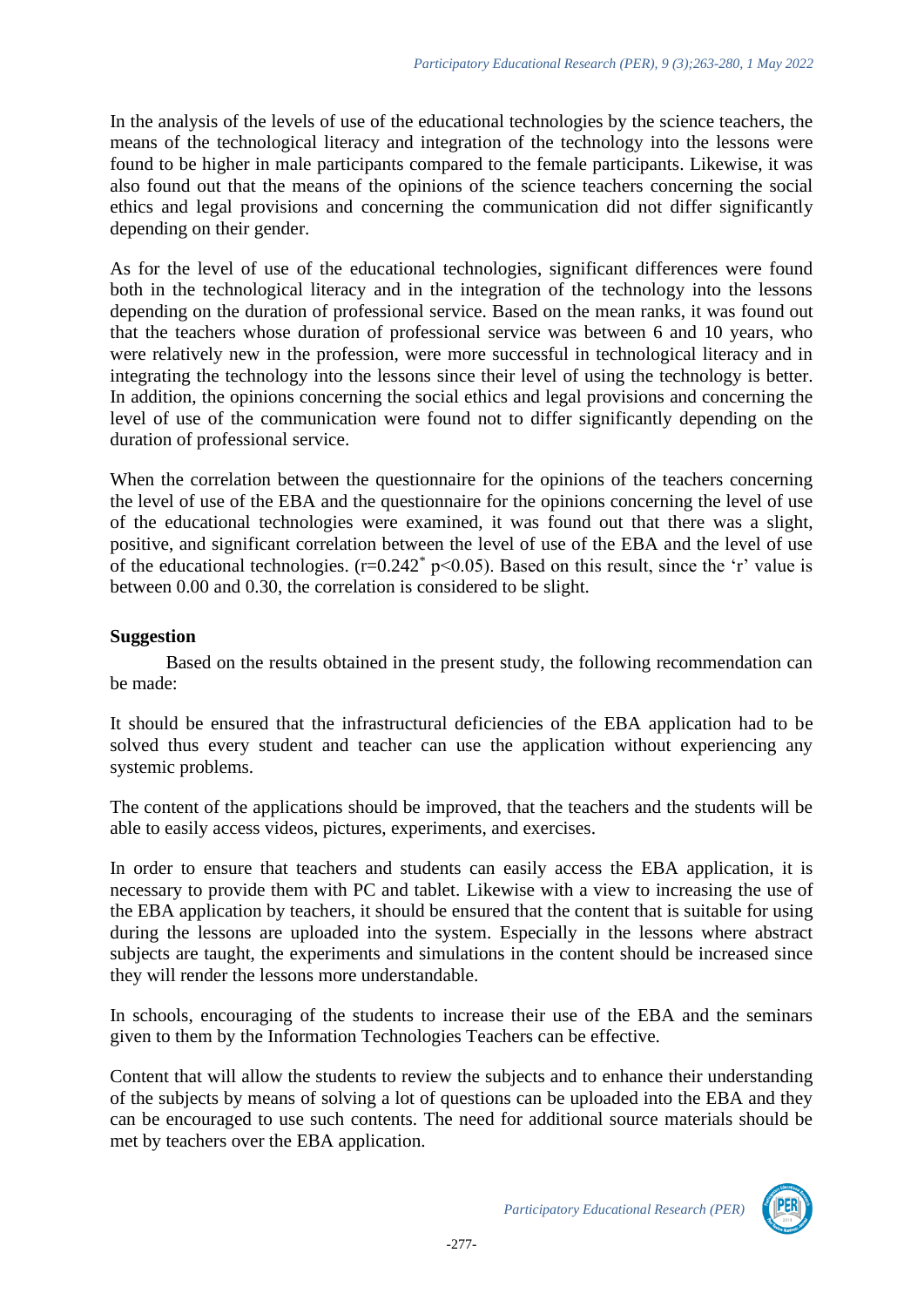In the analysis of the levels of use of the educational technologies by the science teachers, the means of the technological literacy and integration of the technology into the lessons were found to be higher in male participants compared to the female participants. Likewise, it was also found out that the means of the opinions of the science teachers concerning the social ethics and legal provisions and concerning the communication did not differ significantly depending on their gender.

As for the level of use of the educational technologies, significant differences were found both in the technological literacy and in the integration of the technology into the lessons depending on the duration of professional service. Based on the mean ranks, it was found out that the teachers whose duration of professional service was between 6 and 10 years, who were relatively new in the profession, were more successful in technological literacy and in integrating the technology into the lessons since their level of using the technology is better. In addition, the opinions concerning the social ethics and legal provisions and concerning the level of use of the communication were found not to differ significantly depending on the duration of professional service.

When the correlation between the questionnaire for the opinions of the teachers concerning the level of use of the EBA and the questionnaire for the opinions concerning the level of use of the educational technologies were examined, it was found out that there was a slight, positive, and significant correlation between the level of use of the EBA and the level of use of the educational technologies. ($r=0.242^{*}$ $p<0.05$). Based on this result, since the 'r' value is between 0.00 and 0.30, the correlation is considered to be slight.

## Suggestion

Based on the results obtained in the present study, the following recommendation can be made:

It should be ensured that the infrastructural deficiencies of the EBA application had to be solved thus every student and teacher can use the application without experiencing any systemic problems.

The content of the applications should be improved, that the teachers and the students will be able to easily access videos, pictures, experiments, and exercises.

In order to ensure that teachers and students can easily access the EBA application, it is necessary to provide them with PC and tablet. Likewise with a view to increasing the use of the EBA application by teachers, it should be ensured that the content that is suitable for using during the lessons are uploaded into the system. Especially in the lessons where abstract subjects are taught, the experiments and simulations in the content should be increased since they will render the lessons more understandable.

In schools, encouraging of the students to increase their use of the EBA and the seminars given to them by the Information Technologies Teachers can be effective.

Content that will allow the students to review the subjects and to enhance their understanding of the subjects by means of solving a lot of questions can be uploaded into the EBA and they can be encouraged to use such contents. The need for additional source materials should be met by teachers over the EBA application.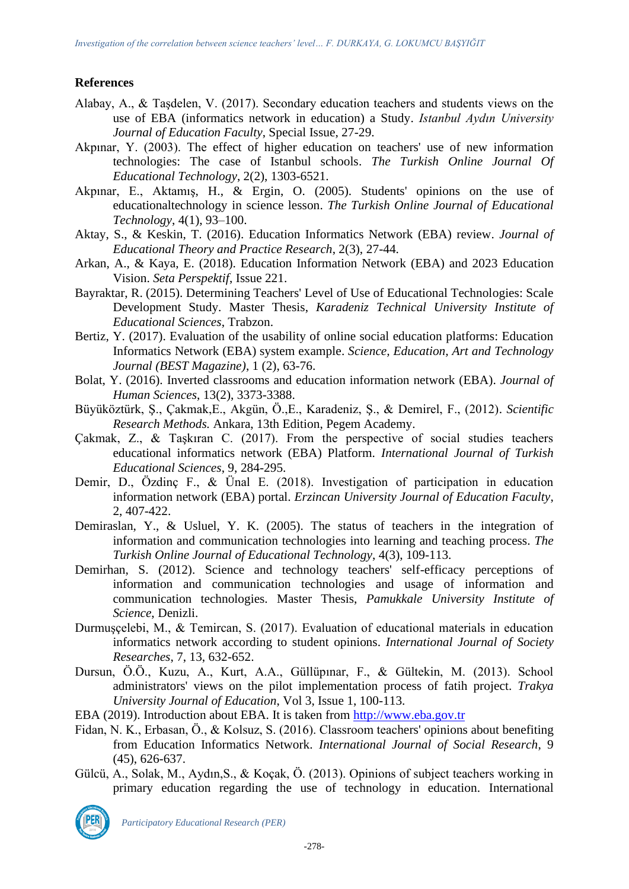## References

Alabay, A., & Taşdelen, V. (2017). Secondary education teachers and students views on the use of EBA (informatics network in education) a Study. *Istanbul Aydın University Journal of Education Faculty*, Special Issue, 27-29.

Akpınar, Y. (2003). The effect of higher education on teachers' use of new information technologies: The case of Istanbul schools. *The Turkish Online Journal Of Educational Technology*, 2(2), 1303-6521.

Akpınar, E., Aktamış, H., & Ergin, O. (2005). Students' opinions on the use of educationaltechnology in science lesson. *The Turkish Online Journal of Educational Technology*, 4(1), 93–100.

Aktay, S., & Keskin, T. (2016). Education Informatics Network (EBA) review. *Journal of Educational Theory and Practice Research*, 2(3), 27-44.

Arkan, A., & Kaya, E. (2018). Education Information Network (EBA) and 2023 Education Vision. *Seta Perspektif*, Issue 221.

Bayraktar, R. (2015). Determining Teachers' Level of Use of Educational Technologies: Scale Development Study. Master Thesis, *Karadeniz Technical University Institute of Educational Sciences*, Trabzon.

Bertiz, Y. (2017). Evaluation of the usability of online social education platforms: Education Informatics Network (EBA) system example. *Science, Education, Art and Technology Journal (BEST Magazine)*, 1 (2), 63-76.

Bolat, Y. (2016). Inverted classrooms and education information network (EBA). *Journal of Human Sciences*, 13(2), 3373-3388.

Büyüköztürk, Ş., Çakmak,E., Akgün, Ö.,E., Karadeniz, Ş., & Demirel, F., (2012). *Scientific Research Methods.* Ankara, 13th Edition, Pegem Academy.

Çakmak, Z., & Taşkıran C. (2017). From the perspective of social studies teachers educational informatics network (EBA) Platform. *International Journal of Turkish Educational Sciences*, 9, 284-295.

Demir, D., Özdinç F., & Ünal E. (2018). Investigation of participation in education information network (EBA) portal. *Erzincan University Journal of Education Faculty*, 2, 407-422.

Demiraslan, Y., & Usluel, Y. K. (2005). The status of teachers in the integration of information and communication technologies into learning and teaching process. *The Turkish Online Journal of Educational Technology*, 4(3), 109-113.

Demirhan, S. (2012). Science and technology teachers' self-efficacy perceptions of information and communication technologies and usage of information and communication technologies. Master Thesis, *Pamukkale University Institute of Science*, Denizli.

Durmuşçelebi, M., & Temircan, S. (2017). Evaluation of educational materials in education informatics network according to student opinions. *International Journal of Society Researches*, 7, 13, 632-652.

Dursun, Ö.Ö., Kuzu, A., Kurt, A.A., Güllüpınar, F., & Gültekin, M. (2013). School administrators' views on the pilot implementation process of fatih project. *Trakya University Journal of Education*, Vol 3, Issue 1, 100-113.

EBA (2019). Introduction about EBA. It is taken from http://www.eba.gov.tr

Fidan, N. K., Erbasan, Ö., & Kolsuz, S. (2016). Classroom teachers' opinions about benefiting from Education Informatics Network. *International Journal of Social Research*, 9 (45), 626-637.

Gülcü, A., Solak, M., Aydın,S., & Koçak, Ö. (2013). Opinions of subject teachers working in primary education regarding the use of technology in education. International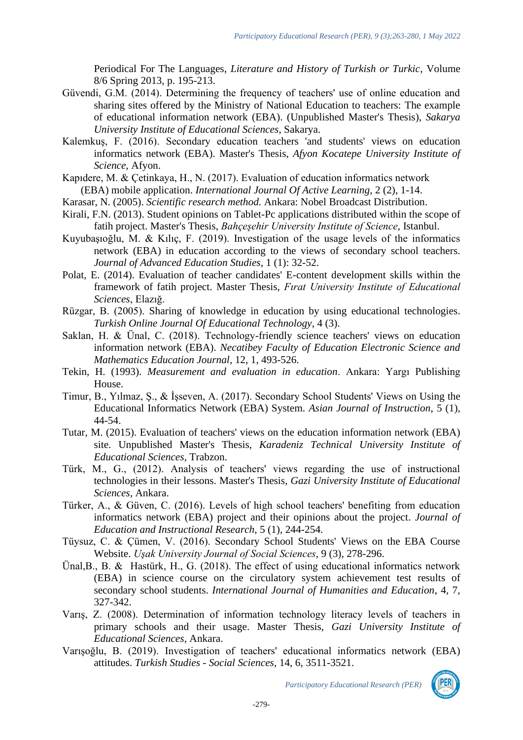Periodical For The Languages, *Literature and History of Turkish or Turkic*, Volume 8/6 Spring 2013, p. 195-213.

Güvendi, G.M. (2014). Determining the frequency of teachers' use of online education and sharing sites offered by the Ministry of National Education to teachers: The example of educational information network (EBA). (Unpublished Master's Thesis), *Sakarya University Institute of Educational Sciences*, Sakarya.

Kalemkuş, F. (2016). Secondary education teachers 'and students' views on education informatics network (EBA). Master's Thesis, *Afyon Kocatepe University Institute of Science*, Afyon.

Kapıdere, M. & Çetinkaya, H., N. (2017). Evaluation of education informatics network (EBA) mobile application. *International Journal Of Active Learning*, 2 (2), 1-14.

Karasar, N. (2005). *Scientific research method.* Ankara: Nobel Broadcast Distribution.

Kirali, F.N. (2013). Student opinions on Tablet-Pc applications distributed within the scope of fatih project. Master's Thesis, *Bahçeşehir University Institute of Science*, Istanbul.

Kuyubaşıoğlu, M. & Kılıç, F. (2019). Investigation of the usage levels of the informatics network (EBA) in education according to the views of secondary school teachers. *Journal of Advanced Education Studies*, 1 (1): 32-52.

Polat, E. (2014). Evaluation of teacher candidates' E-content development skills within the framework of fatih project. Master Thesis, *Fırat University Institute of Educational Sciences*, Elazığ.

Rüzgar, B. (2005). Sharing of knowledge in education by using educational technologies. *Turkish Online Journal Of Educational Technology*, 4 (3).

Saklan, H. & Ünal, C. (2018). Technology-friendly science teachers' views on education information network (EBA). *Necatibey Faculty of Education Electronic Science and Mathematics Education Journal*, 12, 1, 493-526.

Tekin, H. (1993). *Measurement and evaluation in education*. Ankara: Yargı Publishing House.

Timur, B., Yılmaz, Ş., & İşseven, A. (2017). Secondary School Students' Views on Using the Educational Informatics Network (EBA) System. *Asian Journal of Instruction*, 5 (1), 44-54.

Tutar, M. (2015). Evaluation of teachers' views on the education information network (EBA) site. Unpublished Master's Thesis, *Karadeniz Technical University Institute of Educational Sciences*, Trabzon.

Türk, M., G., (2012). Analysis of teachers' views regarding the use of instructional technologies in their lessons. Master's Thesis, *Gazi University Institute of Educational Sciences*, Ankara.

Türker, A., & Güven, C. (2016). Levels of high school teachers' benefiting from education informatics network (EBA) project and their opinions about the project. *Journal of Education and Instructional Research*, 5 (1), 244-254.

Tüysuz, C. & Çümen, V. (2016). Secondary School Students' Views on the EBA Course Website. *Uşak University Journal of Social Sciences*, 9 (3), 278-296.

Ünal,B., B. & Hastürk, H., G. (2018). The effect of using educational informatics network (EBA) in science course on the circulatory system achievement test results of secondary school students. *International Journal of Humanities and Education*, 4, 7, 327-342.

Varış, Z. (2008). Determination of information technology literacy levels of teachers in primary schools and their usage. Master Thesis, *Gazi University Institute of Educational Sciences*, Ankara.

Varışoğlu, B. (2019). Investigation of teachers' educational informatics network (EBA) attitudes. *Turkish Studies - Social Sciences*, 14, 6, 3511-3521.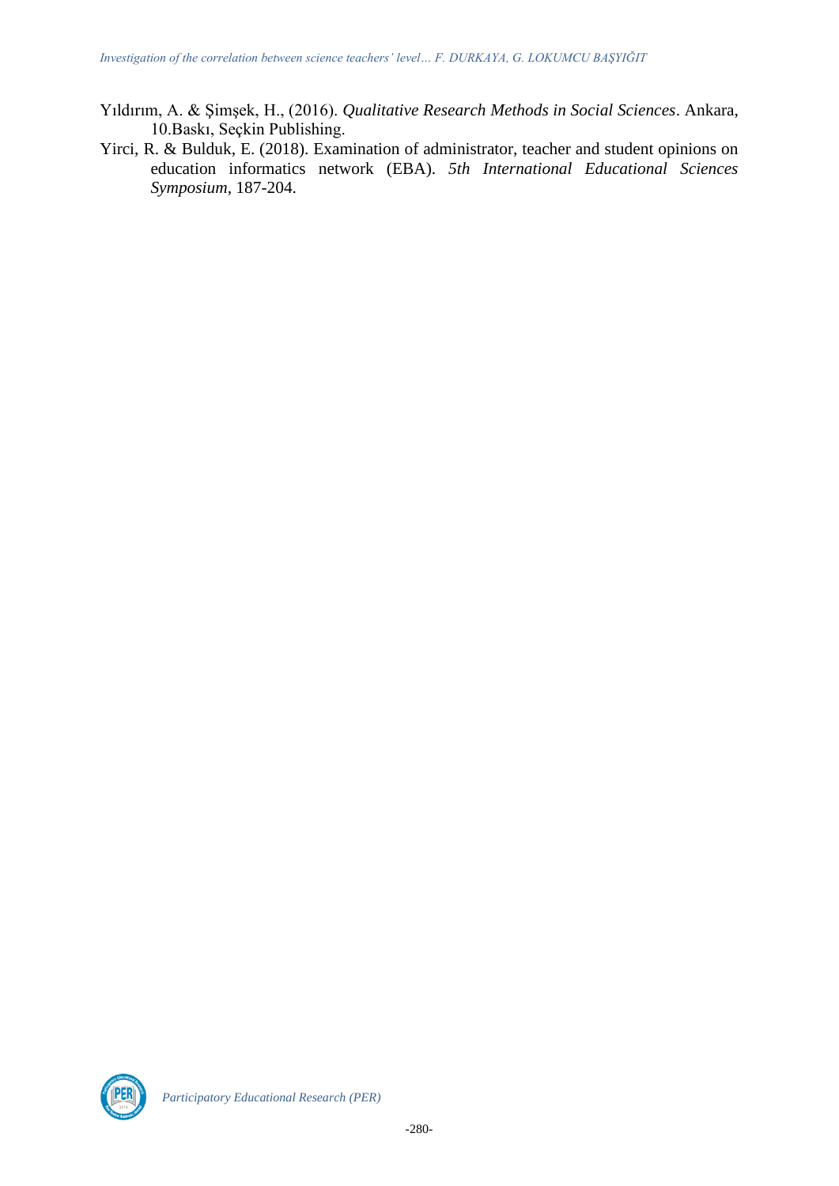Yıldırım, A. & Şimşek, H., (2016). *Qualitative Research Methods in Social Sciences*. Ankara, 10.Baskı, Seçkin Publishing.

Yirci, R. & Bulduk, E. (2018). Examination of administrator, teacher and student opinions on education informatics network (EBA). *5th International Educational Sciences Symposium*, 187-204.